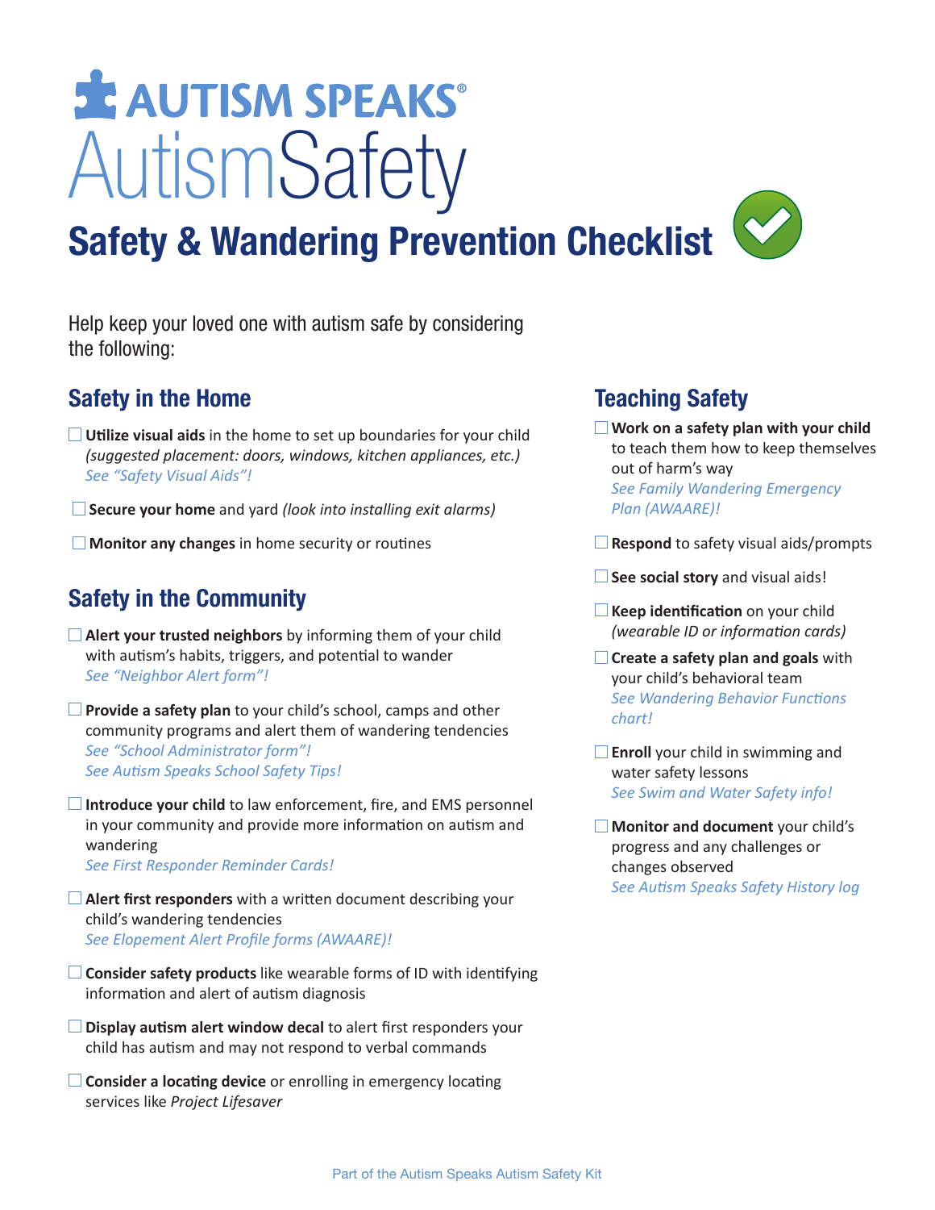# AUTISM SPEAKS®

# AutismSafety

## Safety & Wandering Prevention Checklist

Help keep your loved one with autism safe by considering the following:

### Safety in the Home

- [ ] **Utilize visual aids** in the home to set up boundaries for your child *(suggested placement: doors, windows, kitchen appliances, etc.)* *See "Safety Visual Aids"!*
- [ ] **Secure your home** and yard *(look into installing exit alarms)*
- [ ] **Monitor any changes** in home security or routines

### Safety in the Community

- [ ] **Alert your trusted neighbors** by informing them of your child with autism's habits, triggers, and potential to wander *See "Neighbor Alert form"!*
- [ ] **Provide a safety plan** to your child's school, camps and other community programs and alert them of wandering tendencies *See "School Administrator form"!* *See Autism Speaks School Safety Tips!*
- [ ] **Introduce your child** to law enforcement, fire, and EMS personnel in your community and provide more information on autism and wandering *See First Responder Reminder Cards!*
- [ ] **Alert first responders** with a written document describing your child's wandering tendencies *See Elopement Alert Profile forms (AWAARE)!*
- [ ] **Consider safety products** like wearable forms of ID with identifying information and alert of autism diagnosis
- [ ] **Display autism alert window decal** to alert first responders your child has autism and may not respond to verbal commands
- [ ] **Consider a locating device** or enrolling in emergency locating services like *Project Lifesaver*

### Teaching Safety

- [ ] **Work on a safety plan with your child** to teach them how to keep themselves out of harm's way *See Family Wandering Emergency Plan (AWAARE)!*
- [ ] **Respond** to safety visual aids/prompts
- [ ] **See social story** and visual aids!
- [ ] **Keep identification** on your child *(wearable ID or information cards)*
- [ ] **Create a safety plan and goals** with your child's behavioral team *See Wandering Behavior Functions chart!*
- [ ] **Enroll** your child in swimming and water safety lessons *See Swim and Water Safety info!*
- [ ] **Monitor and document** your child's progress and any challenges or changes observed *See Autism Speaks Safety History log*

Part of the Autism Speaks Autism Safety Kit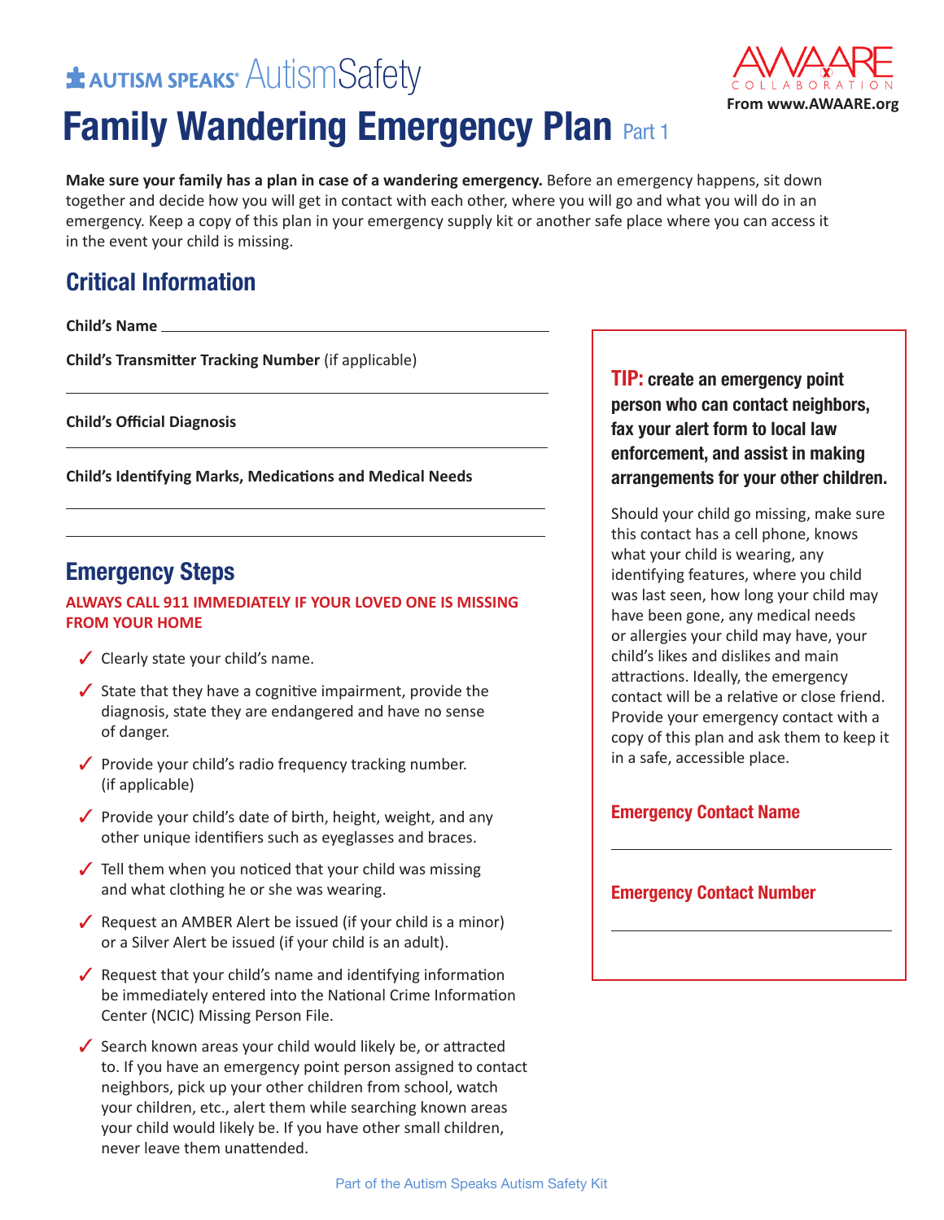AUTISM SPEAKS AutismSafety

AWAARE COLLABORATION
From www.AWAARE.org

# Family Wandering Emergency Plan Part 1

**Make sure your family has a plan in case of a wandering emergency.** Before an emergency happens, sit down together and decide how you will get in contact with each other, where you will go and what you will do in an emergency. Keep a copy of this plan in your emergency supply kit or another safe place where you can access it in the event your child is missing.

## Critical Information

**Child's Name** \_\_\_\_\_\_\_\_\_\_\_\_\_\_\_\_\_\_\_\_\_\_\_\_\_\_\_\_\_\_\_\_\_\_\_\_\_\_\_\_

**Child's Transmitter Tracking Number** (if applicable)

\_\_\_\_\_\_\_\_\_\_\_\_\_\_\_\_\_\_\_\_\_\_\_\_\_\_\_\_\_\_\_\_\_\_\_\_\_\_\_\_\_\_\_\_\_\_\_\_\_\_\_\_\_\_

**Child's Official Diagnosis**

\_\_\_\_\_\_\_\_\_\_\_\_\_\_\_\_\_\_\_\_\_\_\_\_\_\_\_\_\_\_\_\_\_\_\_\_\_\_\_\_\_\_\_\_\_\_\_\_\_\_\_\_\_\_

**Child's Identifying Marks, Medications and Medical Needs**

\_\_\_\_\_\_\_\_\_\_\_\_\_\_\_\_\_\_\_\_\_\_\_\_\_\_\_\_\_\_\_\_\_\_\_\_\_\_\_\_\_\_\_\_\_\_\_\_\_\_\_\_\_\_

\_\_\_\_\_\_\_\_\_\_\_\_\_\_\_\_\_\_\_\_\_\_\_\_\_\_\_\_\_\_\_\_\_\_\_\_\_\_\_\_\_\_\_\_\_\_\_\_\_\_\_\_\_\_

## Emergency Steps

**ALWAYS CALL 911 IMMEDIATELY IF YOUR LOVED ONE IS MISSING FROM YOUR HOME**

- ✓ Clearly state your child's name.
- ✓ State that they have a cognitive impairment, provide the diagnosis, state they are endangered and have no sense of danger.
- ✓ Provide your child's radio frequency tracking number. (if applicable)
- ✓ Provide your child's date of birth, height, weight, and any other unique identifiers such as eyeglasses and braces.
- ✓ Tell them when you noticed that your child was missing and what clothing he or she was wearing.
- ✓ Request an AMBER Alert be issued (if your child is a minor) or a Silver Alert be issued (if your child is an adult).
- ✓ Request that your child's name and identifying information be immediately entered into the National Crime Information Center (NCIC) Missing Person File.
- ✓ Search known areas your child would likely be, or attracted to. If you have an emergency point person assigned to contact neighbors, pick up your other children from school, watch your children, etc., alert them while searching known areas your child would likely be. If you have other small children, never leave them unattended.

**TIP: create an emergency point person who can contact neighbors, fax your alert form to local law enforcement, and assist in making arrangements for your other children.**

Should your child go missing, make sure this contact has a cell phone, knows what your child is wearing, any identifying features, where you child was last seen, how long your child may have been gone, any medical needs or allergies your child may have, your child's likes and dislikes and main attractions. Ideally, the emergency contact will be a relative or close friend. Provide your emergency contact with a copy of this plan and ask them to keep it in a safe, accessible place.

**Emergency Contact Name**

\_\_\_\_\_\_\_\_\_\_\_\_\_\_\_\_\_\_\_\_\_\_\_\_\_\_\_\_\_\_\_\_\_\_\_\_\_\_\_\_

**Emergency Contact Number**

\_\_\_\_\_\_\_\_\_\_\_\_\_\_\_\_\_\_\_\_\_\_\_\_\_\_\_\_\_\_\_\_\_\_\_\_\_\_\_\_

Part of the Autism Speaks Autism Safety Kit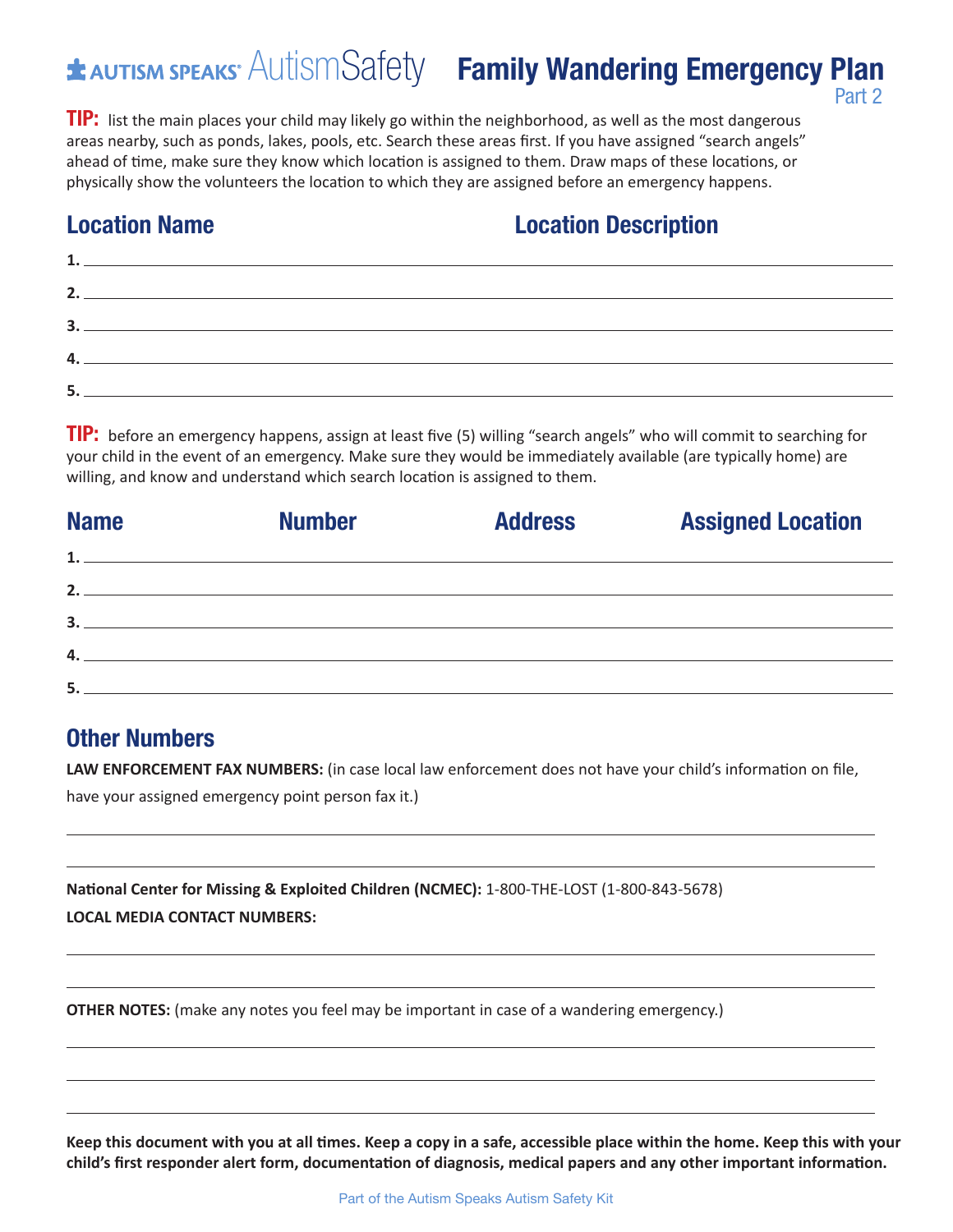# Autism Speaks AutismSafety — Family Wandering Emergency Plan

Part 2

**TIP:** list the main places your child may likely go within the neighborhood, as well as the most dangerous areas nearby, such as ponds, lakes, pools, etc. Search these areas first. If you have assigned "search angels" ahead of time, make sure they know which location is assigned to them. Draw maps of these locations, or physically show the volunteers the location to which they are assigned before an emergency happens.

| | Location Name | Location Description |
|---|---|---|
| 1. | | |
| 2. | | |
| 3. | | |
| 4. | | |
| 5. | | |

**TIP:** before an emergency happens, assign at least five (5) willing "search angels" who will commit to searching for your child in the event of an emergency. Make sure they would be immediately available (are typically home) are willing, and know and understand which search location is assigned to them.

| | Name | Number | Address | Assigned Location |
|---|---|---|---|---|
| 1. | | | | |
| 2. | | | | |
| 3. | | | | |
| 4. | | | | |
| 5. | | | | |

## Other Numbers

**LAW ENFORCEMENT FAX NUMBERS:** (in case local law enforcement does not have your child's information on file, have your assigned emergency point person fax it.)

\_\_\_\_\_\_\_\_\_\_\_\_\_\_\_\_\_\_\_\_\_\_\_\_\_\_\_\_\_\_\_\_\_\_\_\_\_\_\_\_\_\_\_\_\_\_\_\_

\_\_\_\_\_\_\_\_\_\_\_\_\_\_\_\_\_\_\_\_\_\_\_\_\_\_\_\_\_\_\_\_\_\_\_\_\_\_\_\_\_\_\_\_\_\_\_\_

**National Center for Missing & Exploited Children (NCMEC):** 1-800-THE-LOST (1-800-843-5678)

**LOCAL MEDIA CONTACT NUMBERS:**

\_\_\_\_\_\_\_\_\_\_\_\_\_\_\_\_\_\_\_\_\_\_\_\_\_\_\_\_\_\_\_\_\_\_\_\_\_\_\_\_\_\_\_\_\_\_\_\_

\_\_\_\_\_\_\_\_\_\_\_\_\_\_\_\_\_\_\_\_\_\_\_\_\_\_\_\_\_\_\_\_\_\_\_\_\_\_\_\_\_\_\_\_\_\_\_\_

**OTHER NOTES:** (make any notes you feel may be important in case of a wandering emergency.)

\_\_\_\_\_\_\_\_\_\_\_\_\_\_\_\_\_\_\_\_\_\_\_\_\_\_\_\_\_\_\_\_\_\_\_\_\_\_\_\_\_\_\_\_\_\_\_\_

\_\_\_\_\_\_\_\_\_\_\_\_\_\_\_\_\_\_\_\_\_\_\_\_\_\_\_\_\_\_\_\_\_\_\_\_\_\_\_\_\_\_\_\_\_\_\_\_

\_\_\_\_\_\_\_\_\_\_\_\_\_\_\_\_\_\_\_\_\_\_\_\_\_\_\_\_\_\_\_\_\_\_\_\_\_\_\_\_\_\_\_\_\_\_\_\_

**Keep this document with you at all times. Keep a copy in a safe, accessible place within the home. Keep this with your child's first responder alert form, documentation of diagnosis, medical papers and any other important information.**

Part of the Autism Speaks Autism Safety Kit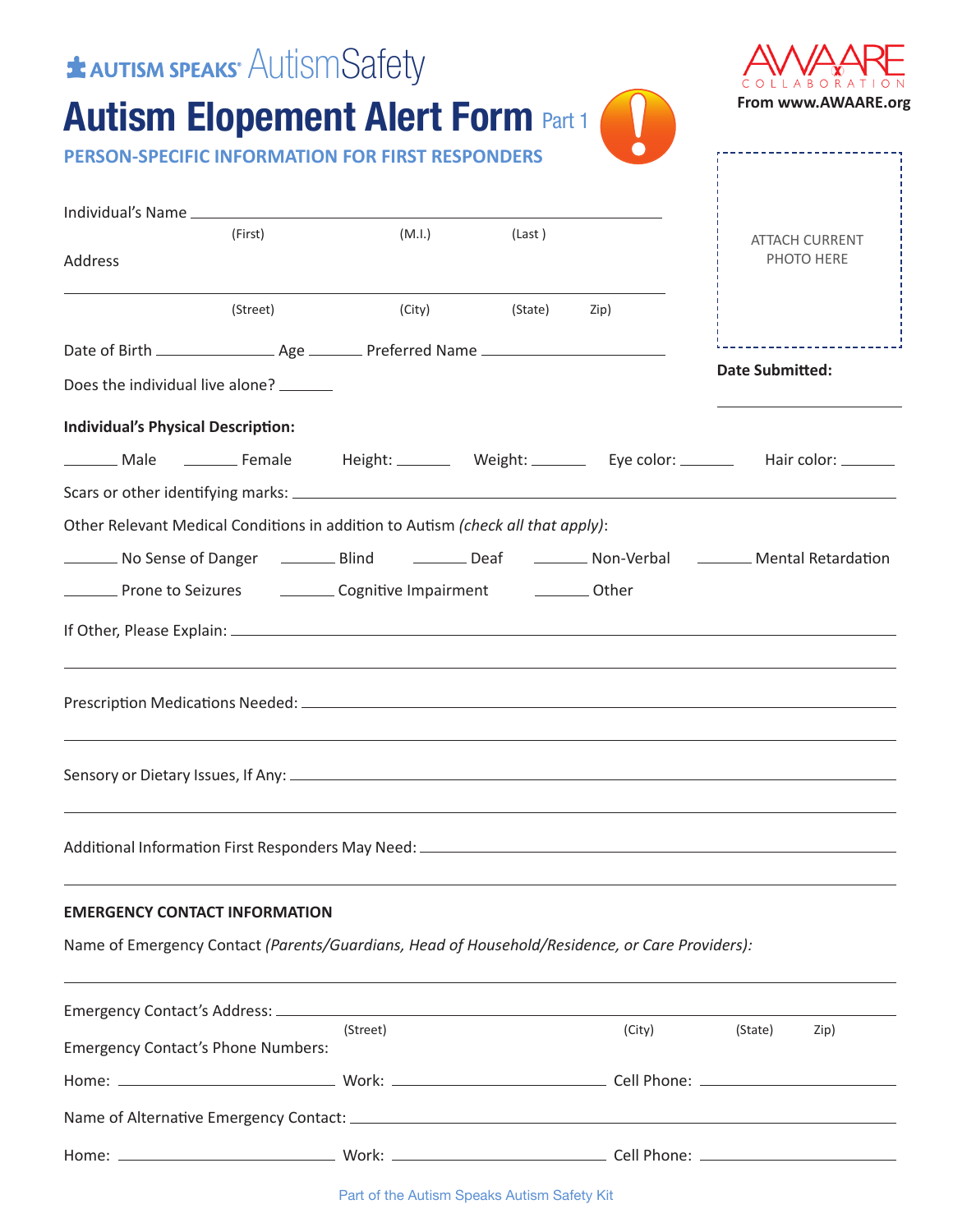AUTISM SPEAKS AutismSafety

# Autism Elopement Alert Form Part 1

**From www.AWAARE.org**

## PERSON-SPECIFIC INFORMATION FOR FIRST RESPONDERS

ATTACH CURRENT PHOTO HERE

**Date Submitted:** ____________________

Individual's Name ________________________________________________
(First) (M.I.) (Last )

Address

________________________________________________
(Street) (City) (State) Zip)

Date of Birth ______________ Age ______ Preferred Name ____________________

Does the individual live alone? ______

**Individual's Physical Description:**

______ Male ______ Female Height: ______ Weight: ______ Eye color: ______ Hair color: ______

Scars or other identifying marks: ________________________________________________

Other Relevant Medical Conditions in addition to Autism *(check all that apply)*:

______ No Sense of Danger ______ Blind ______ Deaf ______ Non-Verbal ______ Mental Retardation

______ Prone to Seizures ______ Cognitive Impairment ______ Other

If Other, Please Explain: ________________________________________________

________________________________________________

Prescription Medications Needed: ________________________________________________

________________________________________________

Sensory or Dietary Issues, If Any: ________________________________________________

________________________________________________

Additional Information First Responders May Need: ________________________________________________

________________________________________________

**EMERGENCY CONTACT INFORMATION**

Name of Emergency Contact *(Parents/Guardians, Head of Household/Residence, or Care Providers):*

________________________________________________

Emergency Contact's Address: ________________________________________________
(Street) (City) (State) Zip)

Emergency Contact's Phone Numbers:

Home: ____________________ Work: ____________________ Cell Phone: ____________________

Name of Alternative Emergency Contact: ________________________________________________

Home: ____________________ Work: ____________________ Cell Phone: ____________________

Part of the Autism Speaks Autism Safety Kit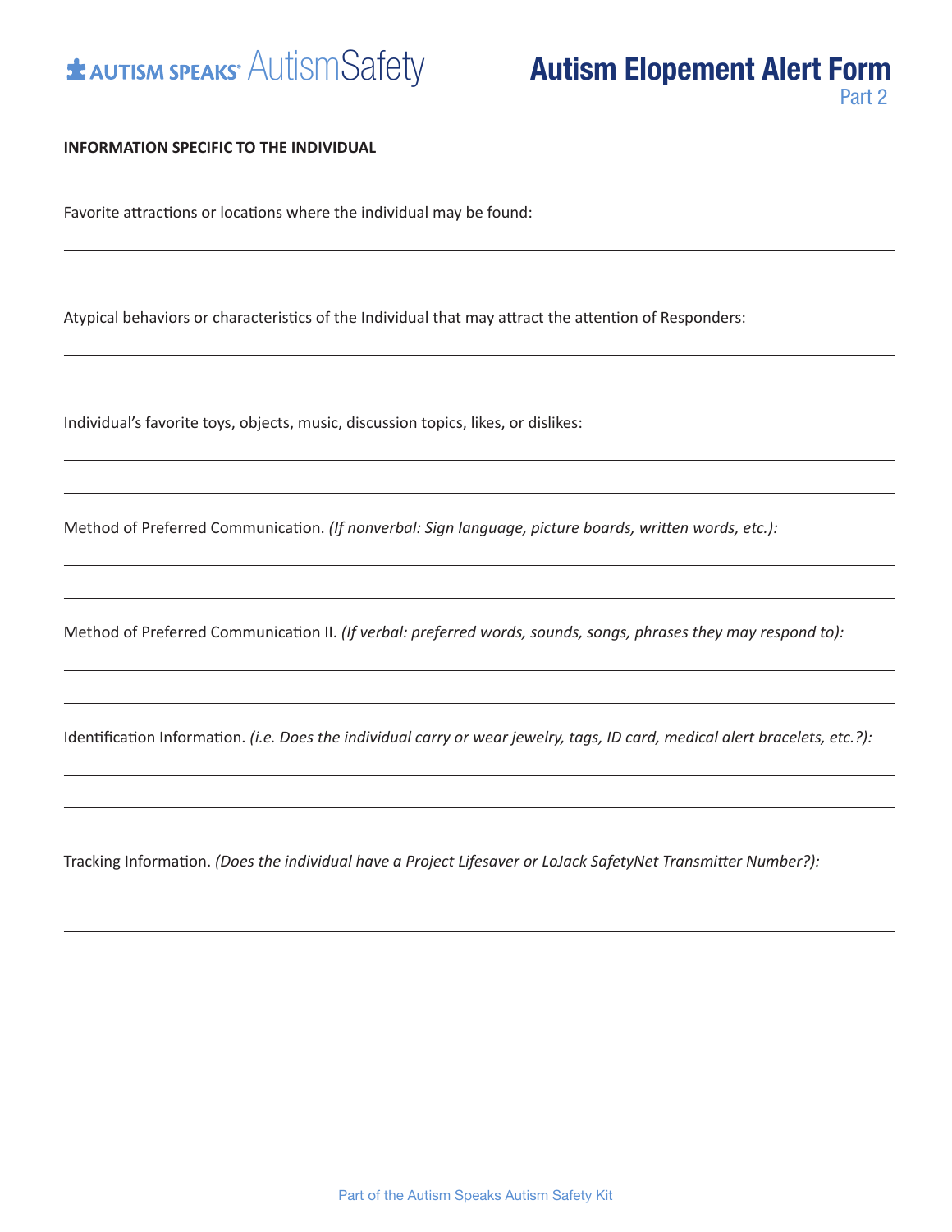AUTISM SPEAKS® AutismSafety

# Autism Elopement Alert Form

Part 2

**INFORMATION SPECIFIC TO THE INDIVIDUAL**

Favorite attractions or locations where the individual may be found:

\_\_\_\_\_\_\_\_\_\_\_\_\_\_\_\_\_\_\_\_\_\_\_\_\_\_\_\_\_\_\_\_\_\_\_\_\_\_\_\_\_\_\_\_\_\_\_\_\_\_\_\_\_\_\_\_\_\_\_\_\_\_\_\_\_\_\_\_\_\_\_\_\_\_\_\_\_\_

\_\_\_\_\_\_\_\_\_\_\_\_\_\_\_\_\_\_\_\_\_\_\_\_\_\_\_\_\_\_\_\_\_\_\_\_\_\_\_\_\_\_\_\_\_\_\_\_\_\_\_\_\_\_\_\_\_\_\_\_\_\_\_\_\_\_\_\_\_\_\_\_\_\_\_\_\_\_

Atypical behaviors or characteristics of the Individual that may attract the attention of Responders:

\_\_\_\_\_\_\_\_\_\_\_\_\_\_\_\_\_\_\_\_\_\_\_\_\_\_\_\_\_\_\_\_\_\_\_\_\_\_\_\_\_\_\_\_\_\_\_\_\_\_\_\_\_\_\_\_\_\_\_\_\_\_\_\_\_\_\_\_\_\_\_\_\_\_\_\_\_\_

\_\_\_\_\_\_\_\_\_\_\_\_\_\_\_\_\_\_\_\_\_\_\_\_\_\_\_\_\_\_\_\_\_\_\_\_\_\_\_\_\_\_\_\_\_\_\_\_\_\_\_\_\_\_\_\_\_\_\_\_\_\_\_\_\_\_\_\_\_\_\_\_\_\_\_\_\_\_

Individual's favorite toys, objects, music, discussion topics, likes, or dislikes:

\_\_\_\_\_\_\_\_\_\_\_\_\_\_\_\_\_\_\_\_\_\_\_\_\_\_\_\_\_\_\_\_\_\_\_\_\_\_\_\_\_\_\_\_\_\_\_\_\_\_\_\_\_\_\_\_\_\_\_\_\_\_\_\_\_\_\_\_\_\_\_\_\_\_\_\_\_\_

\_\_\_\_\_\_\_\_\_\_\_\_\_\_\_\_\_\_\_\_\_\_\_\_\_\_\_\_\_\_\_\_\_\_\_\_\_\_\_\_\_\_\_\_\_\_\_\_\_\_\_\_\_\_\_\_\_\_\_\_\_\_\_\_\_\_\_\_\_\_\_\_\_\_\_\_\_\_

Method of Preferred Communication. *(If nonverbal: Sign language, picture boards, written words, etc.):*

\_\_\_\_\_\_\_\_\_\_\_\_\_\_\_\_\_\_\_\_\_\_\_\_\_\_\_\_\_\_\_\_\_\_\_\_\_\_\_\_\_\_\_\_\_\_\_\_\_\_\_\_\_\_\_\_\_\_\_\_\_\_\_\_\_\_\_\_\_\_\_\_\_\_\_\_\_\_

\_\_\_\_\_\_\_\_\_\_\_\_\_\_\_\_\_\_\_\_\_\_\_\_\_\_\_\_\_\_\_\_\_\_\_\_\_\_\_\_\_\_\_\_\_\_\_\_\_\_\_\_\_\_\_\_\_\_\_\_\_\_\_\_\_\_\_\_\_\_\_\_\_\_\_\_\_\_

Method of Preferred Communication II. *(If verbal: preferred words, sounds, songs, phrases they may respond to):*

\_\_\_\_\_\_\_\_\_\_\_\_\_\_\_\_\_\_\_\_\_\_\_\_\_\_\_\_\_\_\_\_\_\_\_\_\_\_\_\_\_\_\_\_\_\_\_\_\_\_\_\_\_\_\_\_\_\_\_\_\_\_\_\_\_\_\_\_\_\_\_\_\_\_\_\_\_\_

\_\_\_\_\_\_\_\_\_\_\_\_\_\_\_\_\_\_\_\_\_\_\_\_\_\_\_\_\_\_\_\_\_\_\_\_\_\_\_\_\_\_\_\_\_\_\_\_\_\_\_\_\_\_\_\_\_\_\_\_\_\_\_\_\_\_\_\_\_\_\_\_\_\_\_\_\_\_

Identification Information. *(i.e. Does the individual carry or wear jewelry, tags, ID card, medical alert bracelets, etc.?):*

\_\_\_\_\_\_\_\_\_\_\_\_\_\_\_\_\_\_\_\_\_\_\_\_\_\_\_\_\_\_\_\_\_\_\_\_\_\_\_\_\_\_\_\_\_\_\_\_\_\_\_\_\_\_\_\_\_\_\_\_\_\_\_\_\_\_\_\_\_\_\_\_\_\_\_\_\_\_

\_\_\_\_\_\_\_\_\_\_\_\_\_\_\_\_\_\_\_\_\_\_\_\_\_\_\_\_\_\_\_\_\_\_\_\_\_\_\_\_\_\_\_\_\_\_\_\_\_\_\_\_\_\_\_\_\_\_\_\_\_\_\_\_\_\_\_\_\_\_\_\_\_\_\_\_\_\_

Tracking Information. *(Does the individual have a Project Lifesaver or LoJack SafetyNet Transmitter Number?):*

\_\_\_\_\_\_\_\_\_\_\_\_\_\_\_\_\_\_\_\_\_\_\_\_\_\_\_\_\_\_\_\_\_\_\_\_\_\_\_\_\_\_\_\_\_\_\_\_\_\_\_\_\_\_\_\_\_\_\_\_\_\_\_\_\_\_\_\_\_\_\_\_\_\_\_\_\_\_

\_\_\_\_\_\_\_\_\_\_\_\_\_\_\_\_\_\_\_\_\_\_\_\_\_\_\_\_\_\_\_\_\_\_\_\_\_\_\_\_\_\_\_\_\_\_\_\_\_\_\_\_\_\_\_\_\_\_\_\_\_\_\_\_\_\_\_\_\_\_\_\_\_\_\_\_\_\_

Part of the Autism Speaks Autism Safety Kit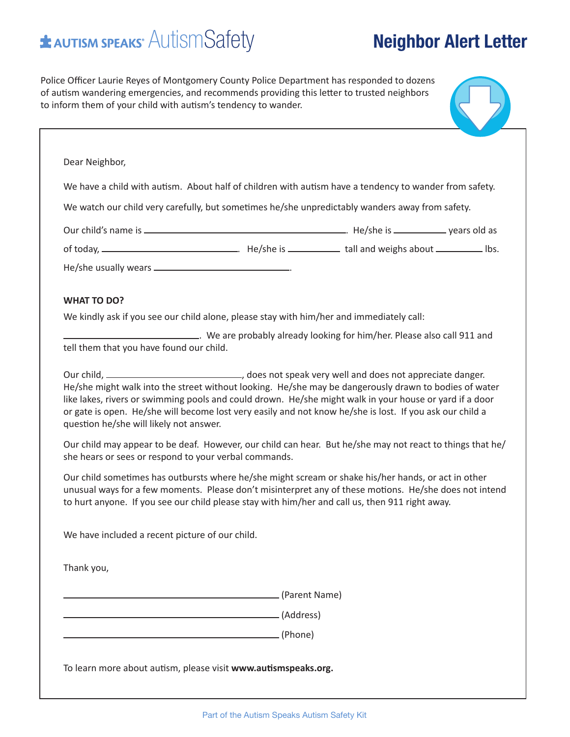AUTISM SPEAKS AutismSafety

# Neighbor Alert Letter

Police Officer Laurie Reyes of Montgomery County Police Department has responded to dozens of autism wandering emergencies, and recommends providing this letter to trusted neighbors to inform them of your child with autism's tendency to wander.

Dear Neighbor,

We have a child with autism. About half of children with autism have a tendency to wander from safety.

We watch our child very carefully, but sometimes he/she unpredictably wanders away from safety.

Our child's name is ______________________________. He/she is ________ years old as of today, ____________________. He/she is ________ tall and weighs about ________ lbs.

He/she usually wears ____________________.

**WHAT TO DO?**

We kindly ask if you see our child alone, please stay with him/her and immediately call:

____________________. We are probably already looking for him/her. Please also call 911 and tell them that you have found our child.

Our child, ____________________, does not speak very well and does not appreciate danger. He/she might walk into the street without looking. He/she may be dangerously drawn to bodies of water like lakes, rivers or swimming pools and could drown. He/she might walk in your house or yard if a door or gate is open. He/she will become lost very easily and not know he/she is lost. If you ask our child a question he/she will likely not answer.

Our child may appear to be deaf. However, our child can hear. But he/she may not react to things that he/she hears or sees or respond to your verbal commands.

Our child sometimes has outbursts where he/she might scream or shake his/her hands, or act in other unusual ways for a few moments. Please don't misinterpret any of these motions. He/she does not intend to hurt anyone. If you see our child please stay with him/her and call us, then 911 right away.

We have included a recent picture of our child.

Thank you,

______________________________ (Parent Name)

______________________________ (Address)

______________________________ (Phone)

To learn more about autism, please visit **www.autismspeaks.org.**

Part of the Autism Speaks Autism Safety Kit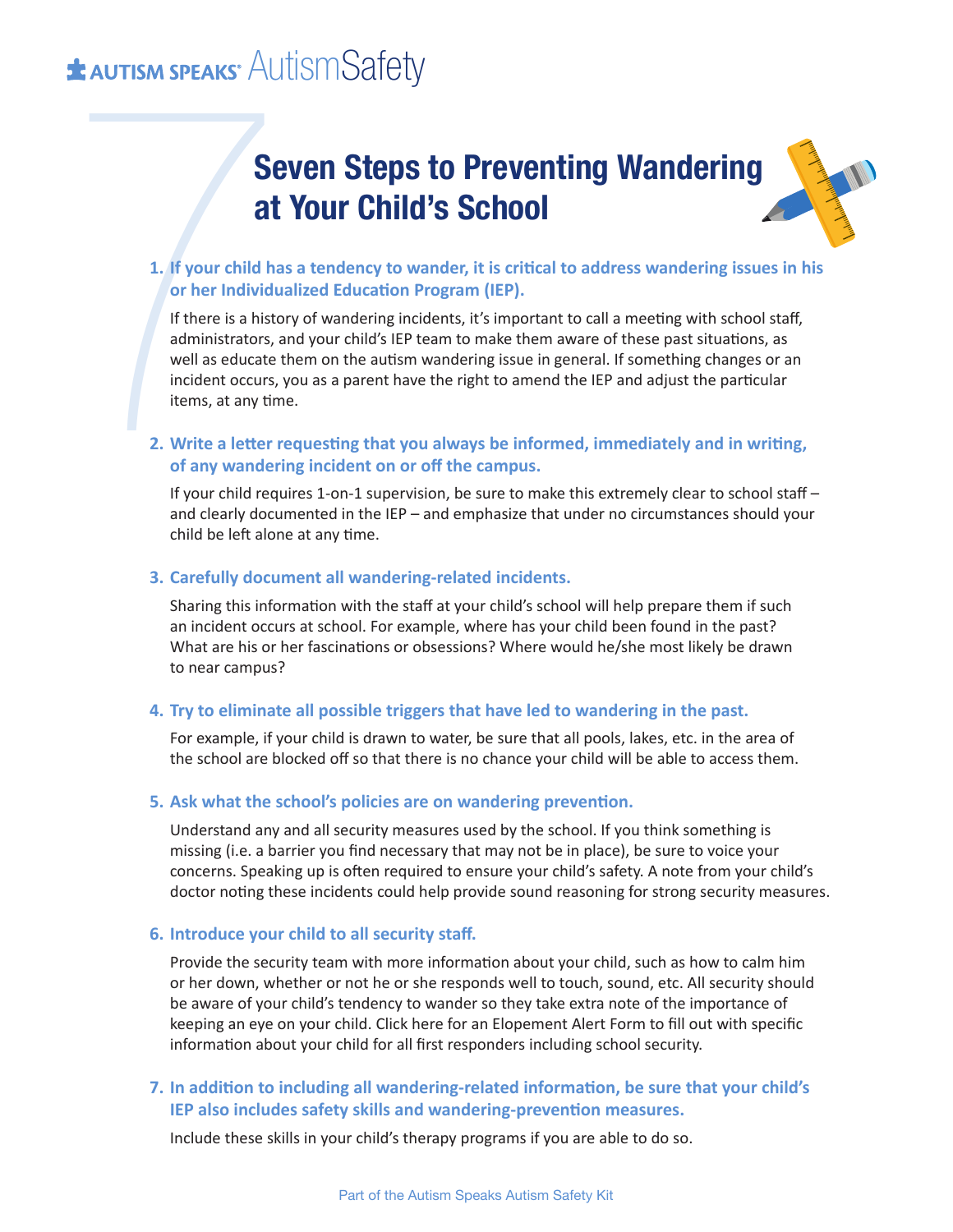# Seven Steps to Preventing Wandering at Your Child's School

1. **If your child has a tendency to wander, it is critical to address wandering issues in his or her Individualized Education Program (IEP).**

   If there is a history of wandering incidents, it's important to call a meeting with school staff, administrators, and your child's IEP team to make them aware of these past situations, as well as educate them on the autism wandering issue in general. If something changes or an incident occurs, you as a parent have the right to amend the IEP and adjust the particular items, at any time.

2. **Write a letter requesting that you always be informed, immediately and in writing, of any wandering incident on or off the campus.**

   If your child requires 1-on-1 supervision, be sure to make this extremely clear to school staff – and clearly documented in the IEP – and emphasize that under no circumstances should your child be left alone at any time.

3. **Carefully document all wandering-related incidents.**

   Sharing this information with the staff at your child's school will help prepare them if such an incident occurs at school. For example, where has your child been found in the past? What are his or her fascinations or obsessions? Where would he/she most likely be drawn to near campus?

4. **Try to eliminate all possible triggers that have led to wandering in the past.**

   For example, if your child is drawn to water, be sure that all pools, lakes, etc. in the area of the school are blocked off so that there is no chance your child will be able to access them.

5. **Ask what the school's policies are on wandering prevention.**

   Understand any and all security measures used by the school. If you think something is missing (i.e. a barrier you find necessary that may not be in place), be sure to voice your concerns. Speaking up is often required to ensure your child's safety. A note from your child's doctor noting these incidents could help provide sound reasoning for strong security measures.

6. **Introduce your child to all security staff.**

   Provide the security team with more information about your child, such as how to calm him or her down, whether or not he or she responds well to touch, sound, etc. All security should be aware of your child's tendency to wander so they take extra note of the importance of keeping an eye on your child. Click here for an Elopement Alert Form to fill out with specific information about your child for all first responders including school security.

7. **In addition to including all wandering-related information, be sure that your child's IEP also includes safety skills and wandering-prevention measures.**

   Include these skills in your child's therapy programs if you are able to do so.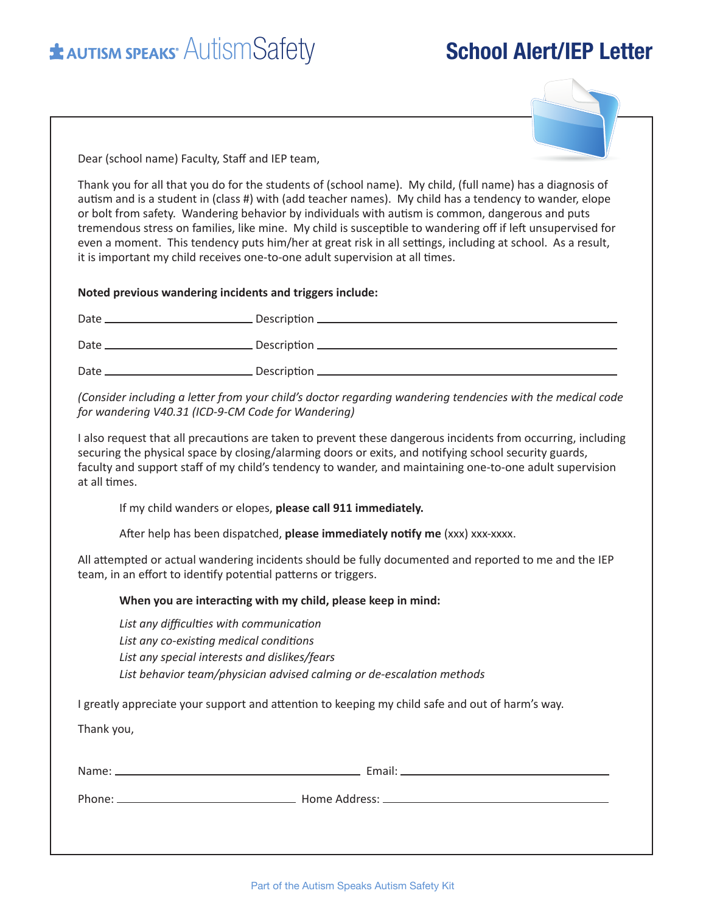AUTISM SPEAKS AutismSafety

# School Alert/IEP Letter

Dear (school name) Faculty, Staff and IEP team,

Thank you for all that you do for the students of (school name). My child, (full name) has a diagnosis of autism and is a student in (class #) with (add teacher names). My child has a tendency to wander, elope or bolt from safety. Wandering behavior by individuals with autism is common, dangerous and puts tremendous stress on families, like mine. My child is susceptible to wandering off if left unsupervised for even a moment. This tendency puts him/her at great risk in all settings, including at school. As a result, it is important my child receives one-to-one adult supervision at all times.

**Noted previous wandering incidents and triggers include:**

Date ______________________ Description ____________________________________________

Date ______________________ Description ____________________________________________

Date ______________________ Description ____________________________________________

*(Consider including a letter from your child's doctor regarding wandering tendencies with the medical code for wandering V40.31 (ICD-9-CM Code for Wandering)*

I also request that all precautions are taken to prevent these dangerous incidents from occurring, including securing the physical space by closing/alarming doors or exits, and notifying school security guards, faculty and support staff of my child's tendency to wander, and maintaining one-to-one adult supervision at all times.

If my child wanders or elopes, **please call 911 immediately.**

After help has been dispatched, **please immediately notify me** (xxx) xxx-xxxx.

All attempted or actual wandering incidents should be fully documented and reported to me and the IEP team, in an effort to identify potential patterns or triggers.

**When you are interacting with my child, please keep in mind:**

*List any difficulties with communication*
*List any co-existing medical conditions*
*List any special interests and dislikes/fears*
*List behavior team/physician advised calming or de-escalation methods*

I greatly appreciate your support and attention to keeping my child safe and out of harm's way.

Thank you,

Name: ________________________________ Email: ____________________________

Phone: __________________________ Home Address: ____________________________

Part of the Autism Speaks Autism Safety Kit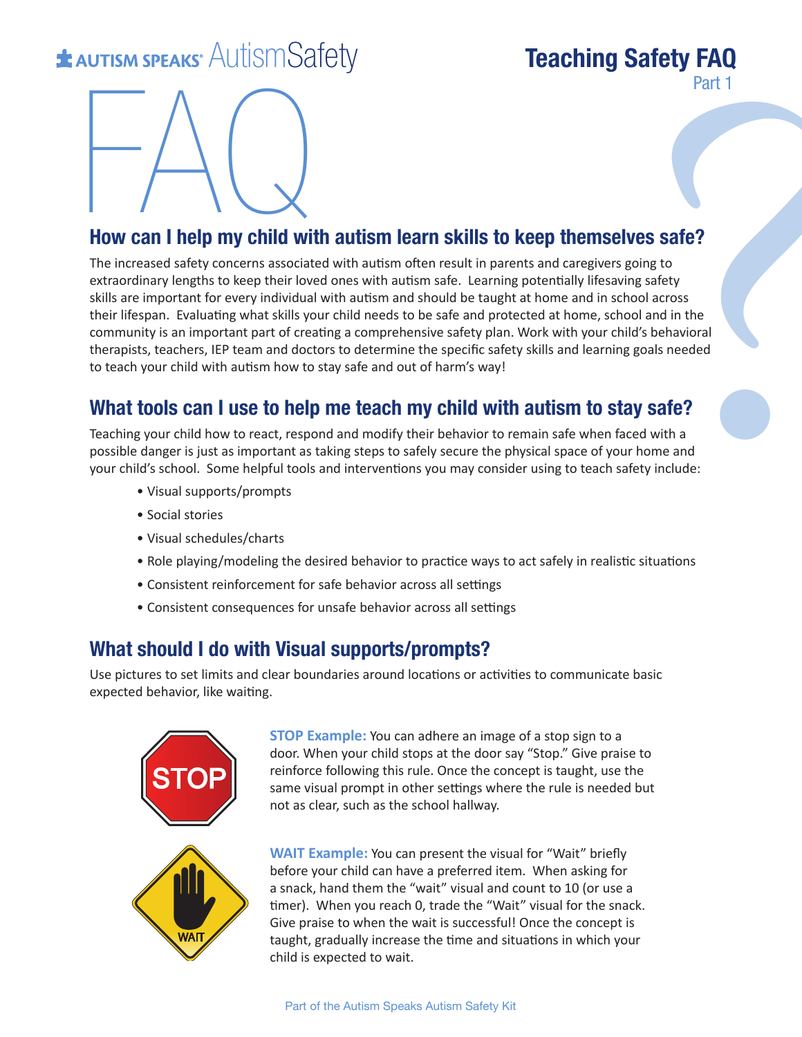AUTISM SPEAKS AutismSafety

# Teaching Safety FAQ

Part 1

FAQ

## How can I help my child with autism learn skills to keep themselves safe?

The increased safety concerns associated with autism often result in parents and caregivers going to extraordinary lengths to keep their loved ones with autism safe. Learning potentially lifesaving safety skills are important for every individual with autism and should be taught at home and in school across their lifespan. Evaluating what skills your child needs to be safe and protected at home, school and in the community is an important part of creating a comprehensive safety plan. Work with your child's behavioral therapists, teachers, IEP team and doctors to determine the specific safety skills and learning goals needed to teach your child with autism how to stay safe and out of harm's way!

## What tools can I use to help me teach my child with autism to stay safe?

Teaching your child how to react, respond and modify their behavior to remain safe when faced with a possible danger is just as important as taking steps to safely secure the physical space of your home and your child's school. Some helpful tools and interventions you may consider using to teach safety include:

- Visual supports/prompts
- Social stories
- Visual schedules/charts
- Role playing/modeling the desired behavior to practice ways to act safely in realistic situations
- Consistent reinforcement for safe behavior across all settings
- Consistent consequences for unsafe behavior across all settings

## What should I do with Visual supports/prompts?

Use pictures to set limits and clear boundaries around locations or activities to communicate basic expected behavior, like waiting.

**STOP Example:** You can adhere an image of a stop sign to a door. When your child stops at the door say "Stop." Give praise to reinforce following this rule. Once the concept is taught, use the same visual prompt in other settings where the rule is needed but not as clear, such as the school hallway.

**WAIT Example:** You can present the visual for "Wait" briefly before your child can have a preferred item. When asking for a snack, hand them the "wait" visual and count to 10 (or use a timer). When you reach 0, trade the "Wait" visual for the snack. Give praise to when the wait is successful! Once the concept is taught, gradually increase the time and situations in which your child is expected to wait.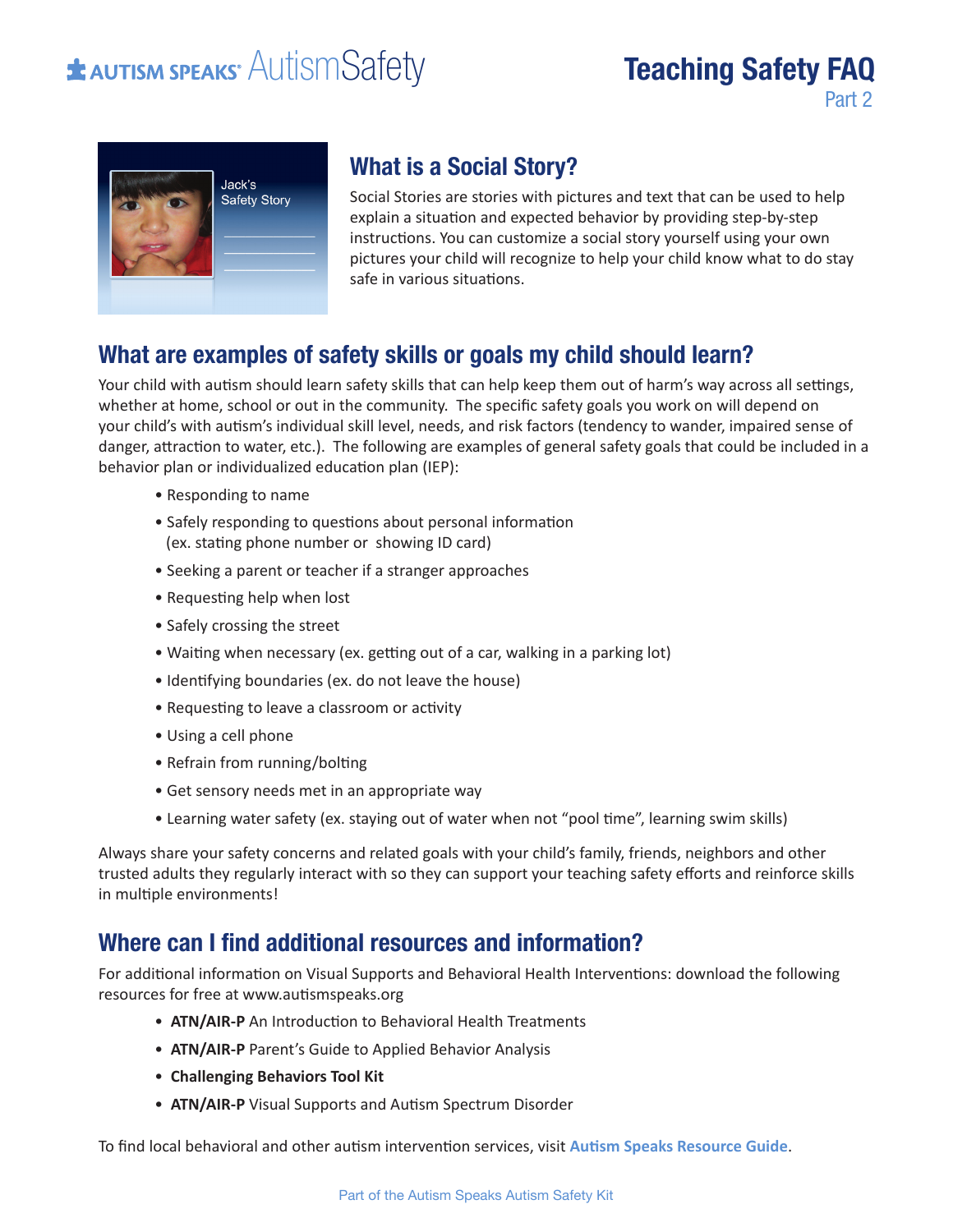## What is a Social Story?

Social Stories are stories with pictures and text that can be used to help explain a situation and expected behavior by providing step-by-step instructions. You can customize a social story yourself using your own pictures your child will recognize to help your child know what to do stay safe in various situations.

## What are examples of safety skills or goals my child should learn?

Your child with autism should learn safety skills that can help keep them out of harm's way across all settings, whether at home, school or out in the community. The specific safety goals you work on will depend on your child's with autism's individual skill level, needs, and risk factors (tendency to wander, impaired sense of danger, attraction to water, etc.). The following are examples of general safety goals that could be included in a behavior plan or individualized education plan (IEP):

- Responding to name
- Safely responding to questions about personal information (ex. stating phone number or showing ID card)
- Seeking a parent or teacher if a stranger approaches
- Requesting help when lost
- Safely crossing the street
- Waiting when necessary (ex. getting out of a car, walking in a parking lot)
- Identifying boundaries (ex. do not leave the house)
- Requesting to leave a classroom or activity
- Using a cell phone
- Refrain from running/bolting
- Get sensory needs met in an appropriate way
- Learning water safety (ex. staying out of water when not "pool time", learning swim skills)

Always share your safety concerns and related goals with your child's family, friends, neighbors and other trusted adults they regularly interact with so they can support your teaching safety efforts and reinforce skills in multiple environments!

## Where can I find additional resources and information?

For additional information on Visual Supports and Behavioral Health Interventions: download the following resources for free at www.autismspeaks.org

- **ATN/AIR-P** An Introduction to Behavioral Health Treatments
- **ATN/AIR-P** Parent's Guide to Applied Behavior Analysis
- **Challenging Behaviors Tool Kit**
- **ATN/AIR-P** Visual Supports and Autism Spectrum Disorder

To find local behavioral and other autism intervention services, visit **Autism Speaks Resource Guide**.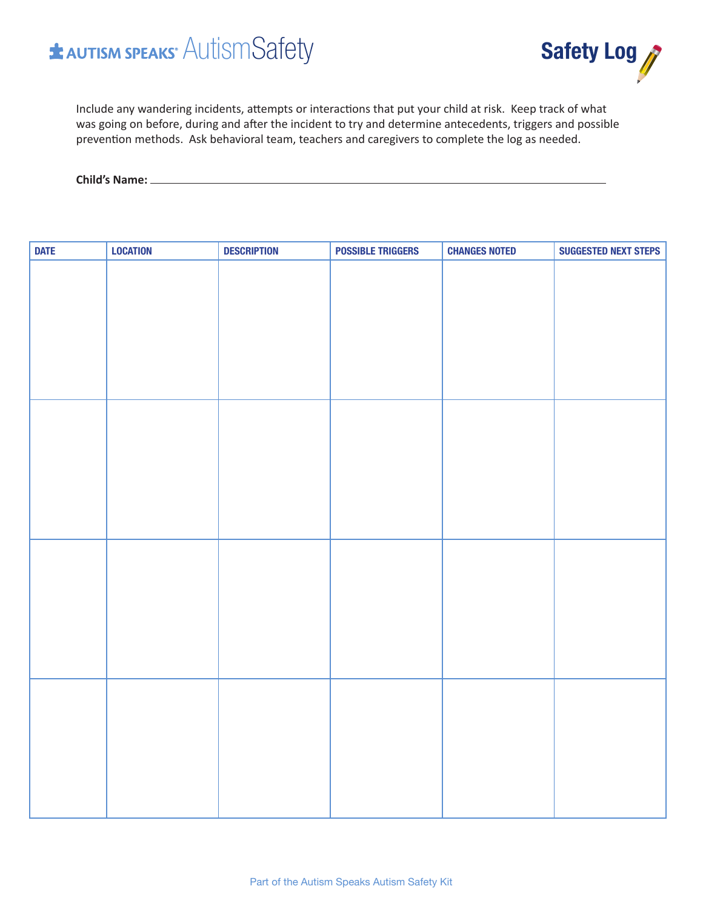AUTISM SPEAKS® AutismSafety

# Safety Log

Include any wandering incidents, attempts or interactions that put your child at risk. Keep track of what was going on before, during and after the incident to try and determine antecedents, triggers and possible prevention methods. Ask behavioral team, teachers and caregivers to complete the log as needed.

**Child's Name:** \_\_\_\_\_\_\_\_\_\_\_\_\_\_\_\_\_\_\_\_\_\_\_\_\_\_\_\_\_\_\_\_\_\_\_\_\_\_\_\_

| DATE | LOCATION | DESCRIPTION | POSSIBLE TRIGGERS | CHANGES NOTED | SUGGESTED NEXT STEPS |
|---|---|---|---|---|---|
| | | | | | |
| | | | | | |
| | | | | | |
| | | | | | |

Part of the Autism Speaks Autism Safety Kit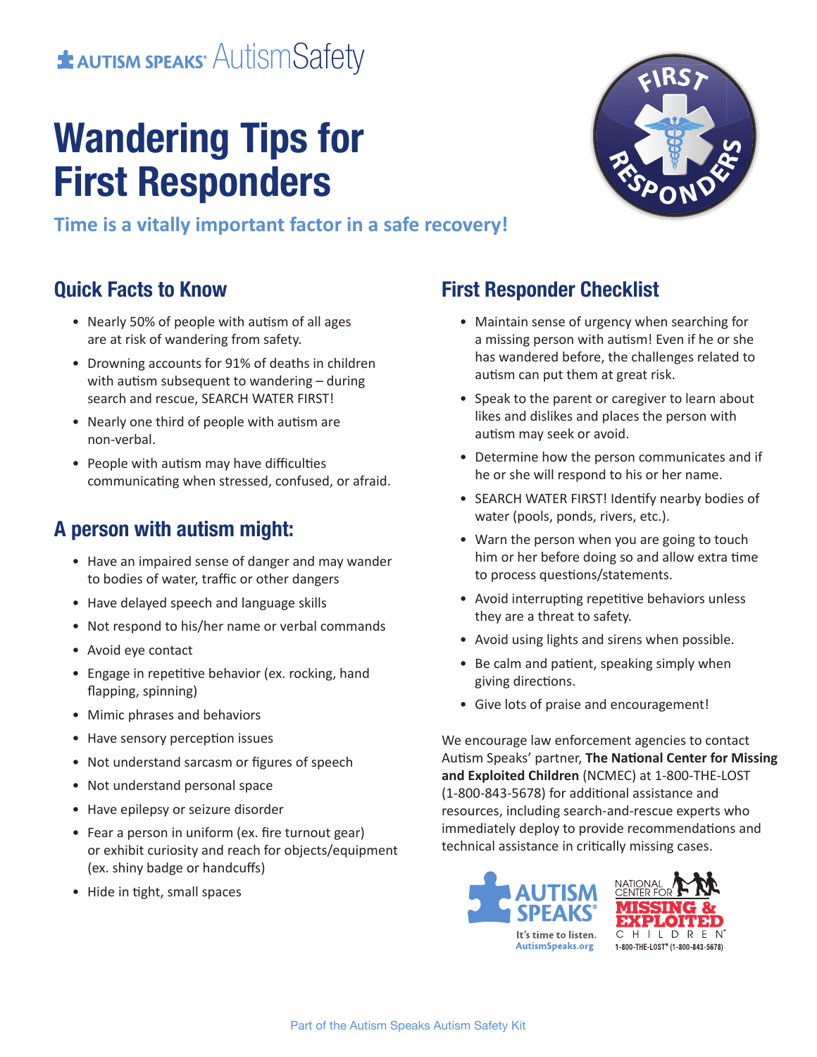AUTISM SPEAKS® AutismSafety

# Wandering Tips for First Responders

**Time is a vitally important factor in a safe recovery!**

## Quick Facts to Know

- Nearly 50% of people with autism of all ages are at risk of wandering from safety.
- Drowning accounts for 91% of deaths in children with autism subsequent to wandering – during search and rescue, SEARCH WATER FIRST!
- Nearly one third of people with autism are non-verbal.
- People with autism may have difficulties communicating when stressed, confused, or afraid.

## A person with autism might:

- Have an impaired sense of danger and may wander to bodies of water, traffic or other dangers
- Have delayed speech and language skills
- Not respond to his/her name or verbal commands
- Avoid eye contact
- Engage in repetitive behavior (ex. rocking, hand flapping, spinning)
- Mimic phrases and behaviors
- Have sensory perception issues
- Not understand sarcasm or figures of speech
- Not understand personal space
- Have epilepsy or seizure disorder
- Fear a person in uniform (ex. fire turnout gear) or exhibit curiosity and reach for objects/equipment (ex. shiny badge or handcuffs)
- Hide in tight, small spaces

## First Responder Checklist

- Maintain sense of urgency when searching for a missing person with autism! Even if he or she has wandered before, the challenges related to autism can put them at great risk.
- Speak to the parent or caregiver to learn about likes and dislikes and places the person with autism may seek or avoid.
- Determine how the person communicates and if he or she will respond to his or her name.
- SEARCH WATER FIRST! Identify nearby bodies of water (pools, ponds, rivers, etc.).
- Warn the person when you are going to touch him or her before doing so and allow extra time to process questions/statements.
- Avoid interrupting repetitive behaviors unless they are a threat to safety.
- Avoid using lights and sirens when possible.
- Be calm and patient, speaking simply when giving directions.
- Give lots of praise and encouragement!

We encourage law enforcement agencies to contact Autism Speaks' partner, **The National Center for Missing and Exploited Children** (NCMEC) at 1-800-THE-LOST (1-800-843-5678) for additional assistance and resources, including search-and-rescue experts who immediately deploy to provide recommendations and technical assistance in critically missing cases.

AUTISM SPEAKS® It's time to listen. AutismSpeaks.org

NATIONAL CENTER FOR MISSING & EXPLOITED CHILDREN® 1-800-THE-LOST® (1-800-843-5678)

Part of the Autism Speaks Autism Safety Kit